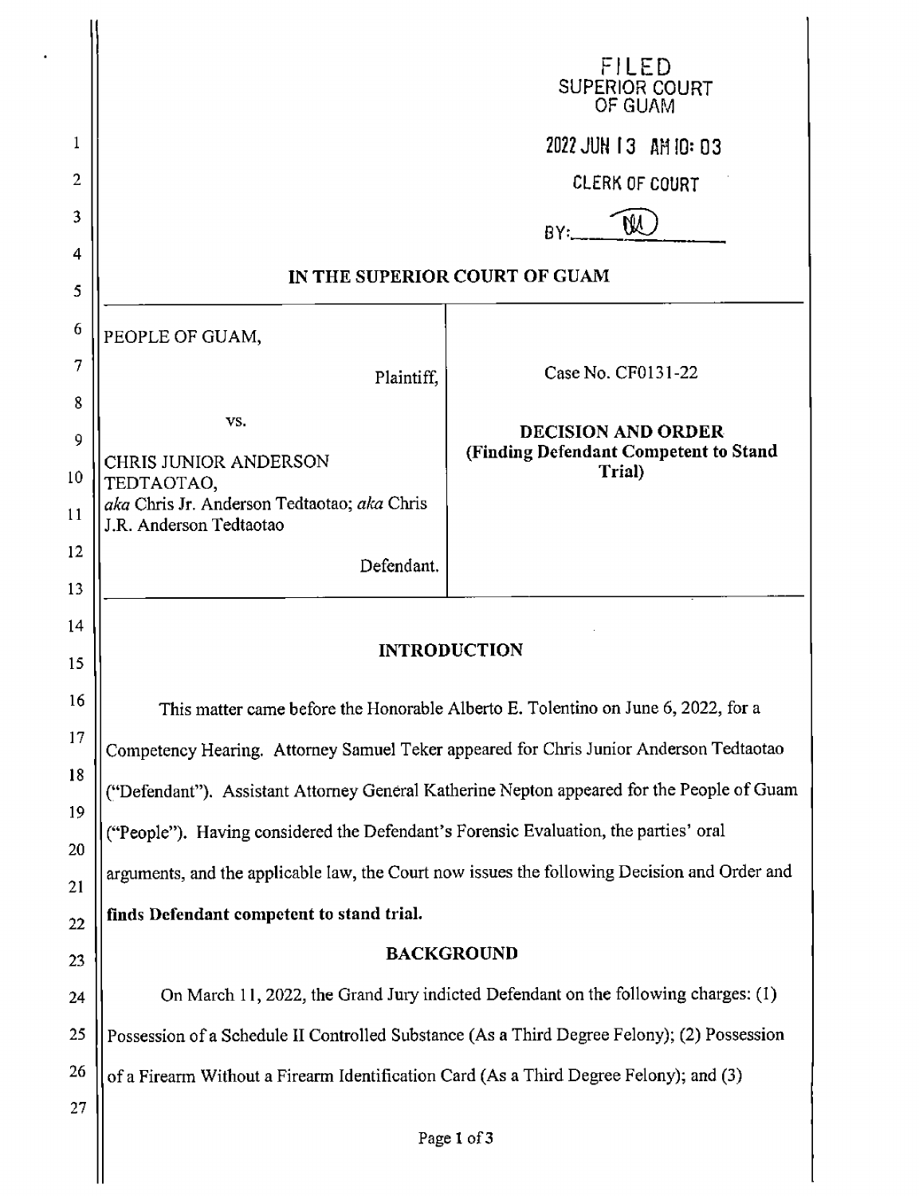FILED
SUPERIOR COURT
OF GUAM

2022 JUN 13 AM 10: 03

CLERK OF COURT

BY: ______

**IN THE SUPERIOR COURT OF GUAM**

| | |
|---|---|
| PEOPLE OF GUAM,<br><br>Plaintiff,<br><br>vs.<br><br>CHRIS JUNIOR ANDERSON TEDTAOTAO,<br>*aka* Chris Jr. Anderson Tedtaotao; *aka* Chris J.R. Anderson Tedtaotao<br><br>Defendant. | Case No. CF0131-22<br><br>**DECISION AND ORDER (Finding Defendant Competent to Stand Trial)** |

## INTRODUCTION

This matter came before the Honorable Alberto E. Tolentino on June 6, 2022, for a Competency Hearing. Attorney Samuel Teker appeared for Chris Junior Anderson Tedtaotao ("Defendant"). Assistant Attorney General Katherine Nepton appeared for the People of Guam ("People"). Having considered the Defendant's Forensic Evaluation, the parties' oral arguments, and the applicable law, the Court now issues the following Decision and Order and **finds Defendant competent to stand trial.**

## BACKGROUND

On March 11, 2022, the Grand Jury indicted Defendant on the following charges: (1) Possession of a Schedule II Controlled Substance (As a Third Degree Felony); (2) Possession of a Firearm Without a Firearm Identification Card (As a Third Degree Felony); and (3)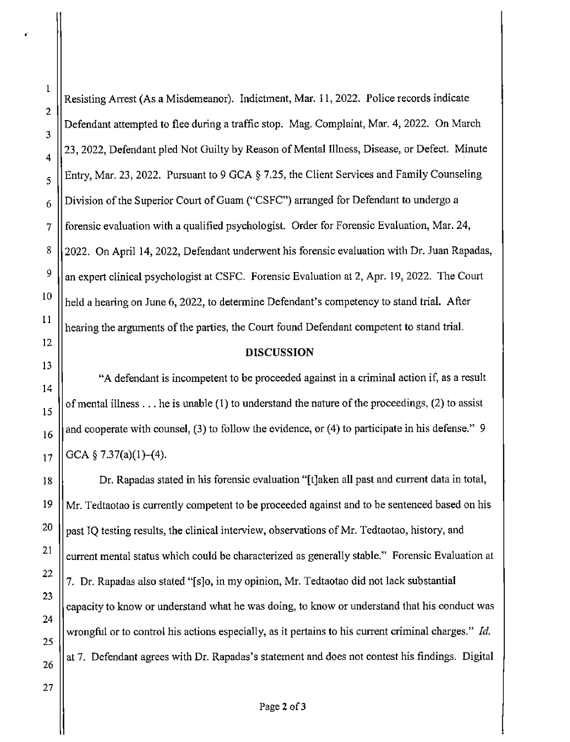Resisting Arrest (As a Misdemeanor). Indictment, Mar. 11, 2022. Police records indicate Defendant attempted to flee during a traffic stop. Mag. Complaint, Mar. 4, 2022. On March 23, 2022, Defendant pled Not Guilty by Reason of Mental Illness, Disease, or Defect. Minute Entry, Mar. 23, 2022. Pursuant to 9 GCA § 7.25, the Client Services and Family Counseling Division of the Superior Court of Guam ("CSFC") arranged for Defendant to undergo a forensic evaluation with a qualified psychologist. Order for Forensic Evaluation, Mar. 24, 2022. On April 14, 2022, Defendant underwent his forensic evaluation with Dr. Juan Rapadas, an expert clinical psychologist at CSFC. Forensic Evaluation at 2, Apr. 19, 2022. The Court held a hearing on June 6, 2022, to determine Defendant's competency to stand trial. After hearing the arguments of the parties, the Court found Defendant competent to stand trial.

## DISCUSSION

"A defendant is incompetent to be proceeded against in a criminal action if, as a result of mental illness . . . he is unable (1) to understand the nature of the proceedings, (2) to assist and cooperate with counsel, (3) to follow the evidence, or (4) to participate in his defense." 9 GCA § 7.37(a)(1)–(4).

Dr. Rapadas stated in his forensic evaluation "[t]aken all past and current data in total, Mr. Tedtaotao is currently competent to be proceeded against and to be sentenced based on his past IQ testing results, the clinical interview, observations of Mr. Tedtaotao, history, and current mental status which could be characterized as generally stable." Forensic Evaluation at 7. Dr. Rapadas also stated "[s]o, in my opinion, Mr. Tedtaotao did not lack substantial capacity to know or understand what he was doing, to know or understand that his conduct was wrongful or to control his actions especially, as it pertains to his current criminal charges." *Id.* at 7. Defendant agrees with Dr. Rapadas's statement and does not contest his findings. Digital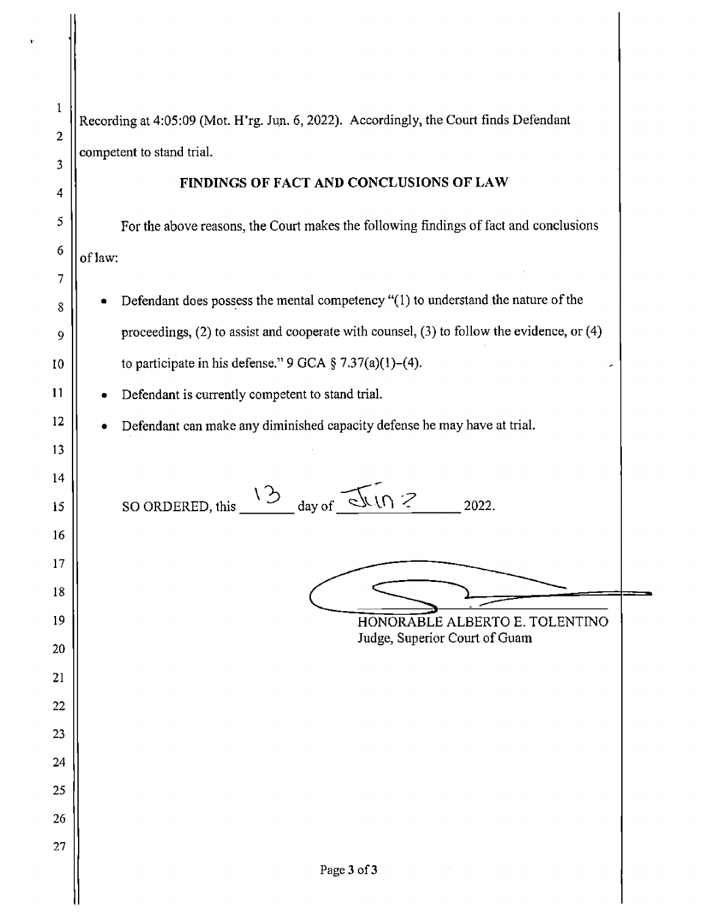Recording at 4:05:09 (Mot. H'rg. Jun. 6, 2022). Accordingly, the Court finds Defendant competent to stand trial.

## FINDINGS OF FACT AND CONCLUSIONS OF LAW

For the above reasons, the Court makes the following findings of fact and conclusions of law:

- Defendant does possess the mental competency "(1) to understand the nature of the proceedings, (2) to assist and cooperate with counsel, (3) to follow the evidence, or (4) to participate in his defense." 9 GCA § 7.37(a)(1)–(4).
- Defendant is currently competent to stand trial.
- Defendant can make any diminished capacity defense he may have at trial.

SO ORDERED, this 13 day of Jun 2022.

HONORABLE ALBERTO E. TOLENTINO
Judge, Superior Court of Guam